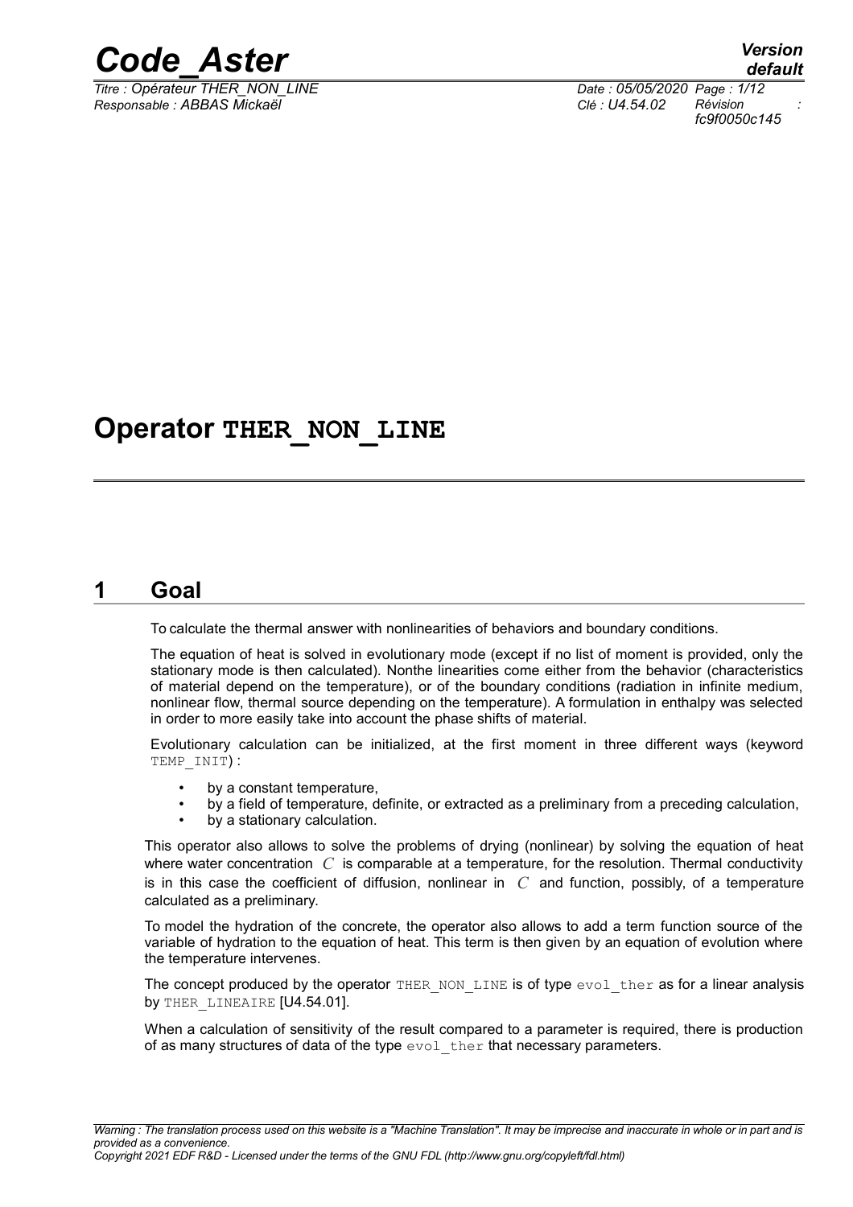# Operator THER_NON_LINE

## 1 Goal

To calculate the thermal answer with nonlinearities of behaviors and boundary conditions.

The equation of heat is solved in evolutionary mode (except if no list of moment is provided, only the stationary mode is then calculated). Nonthe linearities come either from the behavior (characteristics of material depend on the temperature), or of the boundary conditions (radiation in infinite medium, nonlinear flow, thermal source depending on the temperature). A formulation in enthalpy was selected in order to more easily take into account the phase shifts of material.

Evolutionary calculation can be initialized, at the first moment in three different ways (keyword TEMP_INIT) :

- by a constant temperature,
- by a field of temperature, definite, or extracted as a preliminary from a preceding calculation,
- by a stationary calculation.

This operator also allows to solve the problems of drying (nonlinear) by solving the equation of heat where water concentration $C$ is comparable at a temperature, for the resolution. Thermal conductivity is in this case the coefficient of diffusion, nonlinear in $C$ and function, possibly, of a temperature calculated as a preliminary.

To model the hydration of the concrete, the operator also allows to add a term function source of the variable of hydration to the equation of heat. This term is then given by an equation of evolution where the temperature intervenes.

The concept produced by the operator THER_NON_LINE is of type evol_ther as for a linear analysis by THER_LINEAIRE [U4.54.01].

When a calculation of sensitivity of the result compared to a parameter is required, there is production of as many structures of data of the type evol_ther that necessary parameters.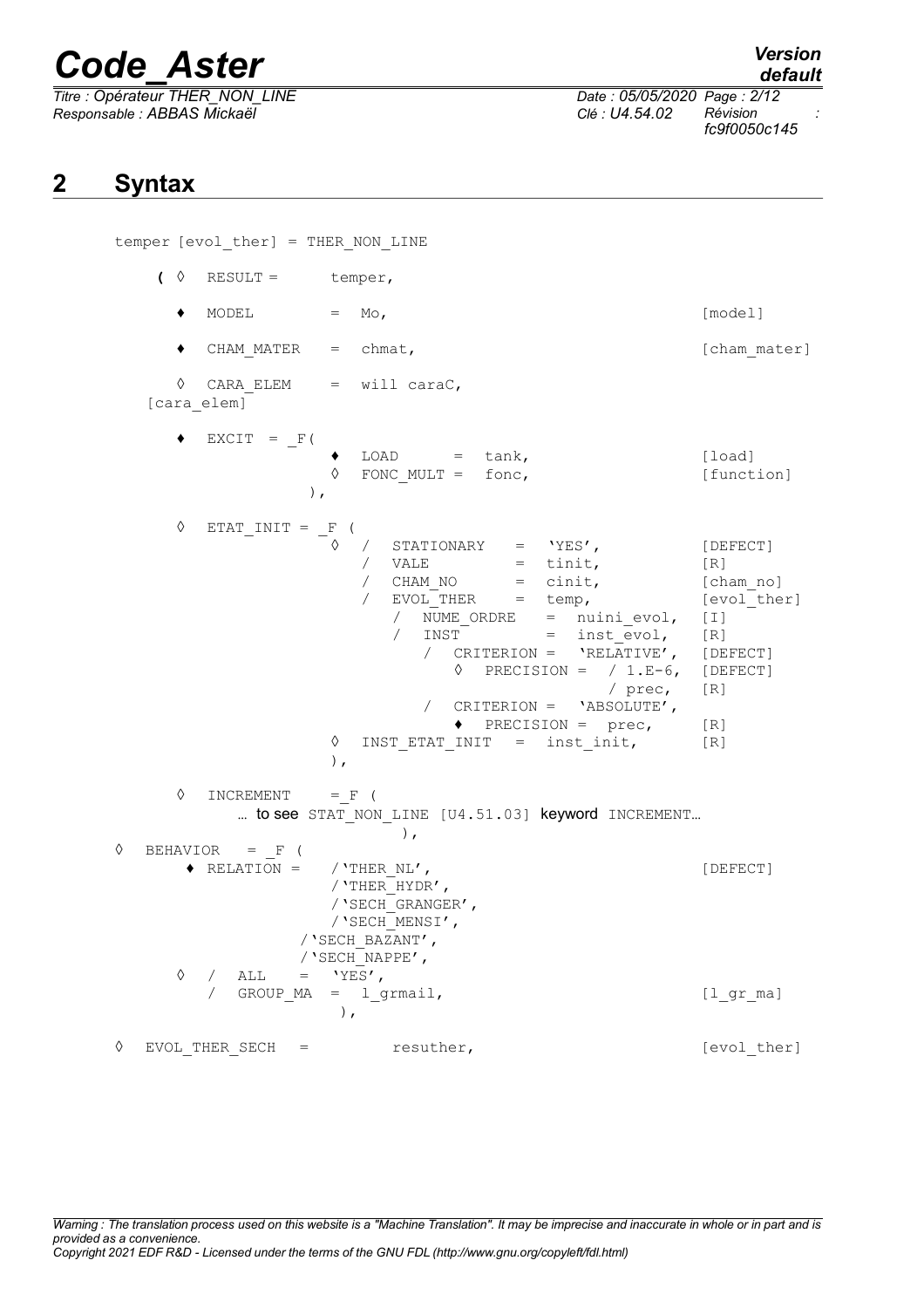## 2 Syntax

```
temper [evol_ther] = THER_NON_LINE

    ( ◊  RESULT =      temper,

      ♦  MODEL        =  Mo,                                  [model]

      ♦  CHAM_MATER   =  chmat,                               [cham_mater]

      ◊  CARA_ELEM    =  will caraC,
   [cara_elem]

      ♦  EXCIT  = _F(
                     ♦  LOAD       =  tank,                   [load]
                     ◊  FONC_MULT =  fonc,                    [function]
                   ),

      ◊  ETAT_INIT = _F (
                     ◊  /  STATIONARY   =  'YES',             [DEFECT]
                        /  VALE         =  tinit,             [R]
                        /  CHAM_NO      =  cinit,             [cham_no]
                        /  EVOL_THER    =  temp,              [evol_ther]
                           /  NUME_ORDRE   =  nuini_evol,     [I]
                           /  INST         =  inst_evol,      [R]
                              /  CRITERION =  'RELATIVE',     [DEFECT]
                                 ◊  PRECISION =  / 1.E-6,     [DEFECT]
                                                 / prec,      [R]
                              /  CRITERION =  'ABSOLUTE',
                                 ♦  PRECISION =  prec,        [R]
                     ◊  INST_ETAT_INIT  =  inst_init,         [R]
                     ),

      ◊  INCREMENT    = _F (
           … to see STAT_NON_LINE [U4.51.03] keyword INCREMENT…
                          ),
◊  BEHAVIOR   = _F (
      ♦ RELATION =    /'THER_NL',                             [DEFECT]
                      /'THER_HYDR',
                      /'SECH_GRANGER',
                      /'SECH_MENSI',
                    /'SECH_BAZANT',
                    /'SECH_NAPPE',
      ◊  /  ALL    =  'YES',
         /  GROUP_MA  =  l_grmail,                            [l_gr_ma]
                       ),

◊  EVOL_THER_SECH  =          resuther,                       [evol_ther]
```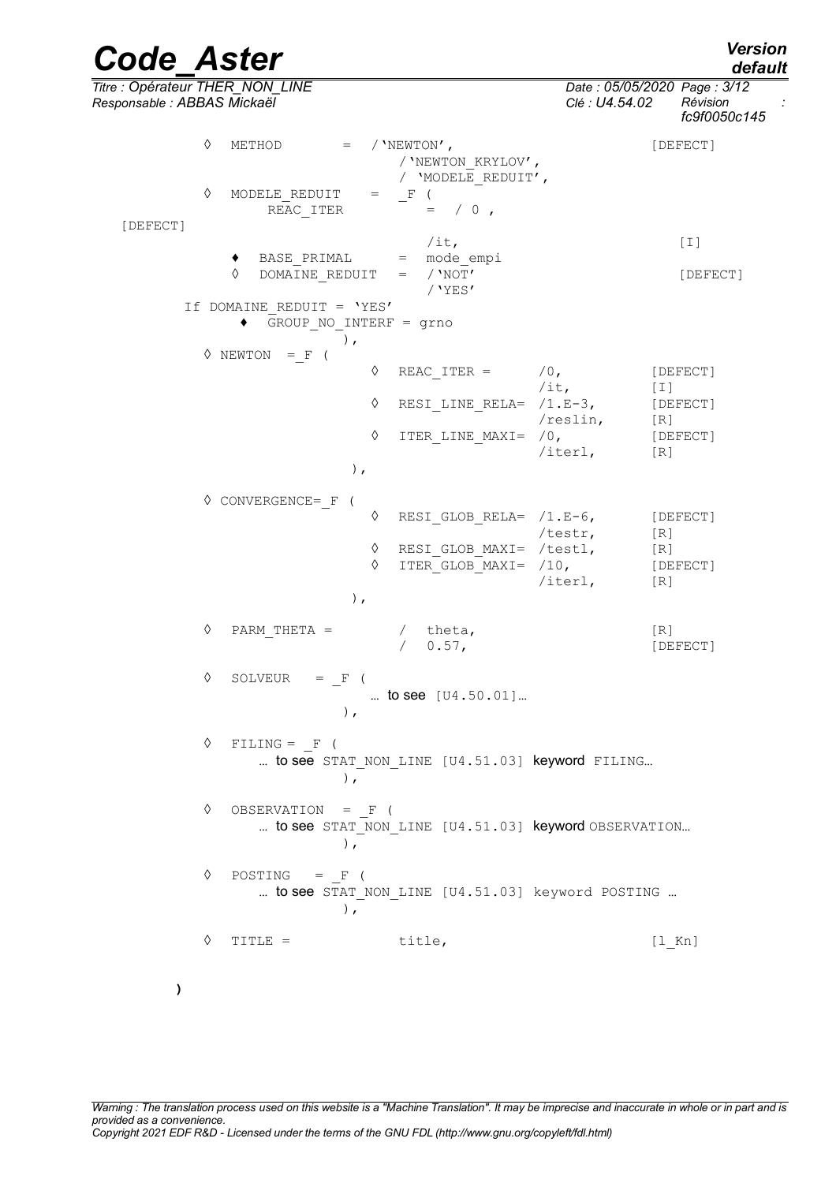```
    ◊  METHOD        =  /'NEWTON',                      [DEFECT]
                           /'NEWTON_KRYLOV',
                           / 'MODELE_REDUIT',
    ◊  MODELE_REDUIT   =  _F (
           REAC_ITER          =  / 0 ,
[DEFECT]
                              /it,                        [I]
       ♦  BASE_PRIMAL     =  mode_empi
       ◊  DOMAINE_REDUIT  =  /'NOT'                       [DEFECT]
                              /'YES'
  If DOMAINE_REDUIT = 'YES'
       ♦  GROUP_NO_INTERF = grno
                      ),
    ◊ NEWTON  = _F (
                         ◊  REAC_ITER =       /0,          [DEFECT]
                                              /it,         [I]
                         ◊  RESI_LINE_RELA=  /1.E-3,       [DEFECT]
                                              /reslin,     [R]
                         ◊  ITER_LINE_MAXI=  /0,           [DEFECT]
                                              /iterl,      [R]
                      ),

    ◊ CONVERGENCE= _F (
                         ◊  RESI_GLOB_RELA=  /1.E-6,       [DEFECT]
                                              /testr,      [R]
                         ◊  RESI_GLOB_MAXI=  /testl,       [R]
                         ◊  ITER_GLOB_MAXI=  /10,          [DEFECT]
                                              /iterl,      [R]
                      ),

    ◊  PARM_THETA =        /  theta,                      [R]
                           /  0.57,                       [DEFECT]

    ◊  SOLVEUR   = _F (
                        … to see [U4.50.01]…
                    ),

    ◊  FILING =  _F (
           … to see STAT_NON_LINE [U4.51.03] keyword FILING…
                    ),

    ◊  OBSERVATION   = _F (
           … to see STAT_NON_LINE [U4.51.03] keyword OBSERVATION…
                    ),

    ◊  POSTING   = _F (
           … to see STAT_NON_LINE [U4.51.03] keyword POSTING …
                    ),

    ◊  TITLE =            title,                          [l_Kn]

)
```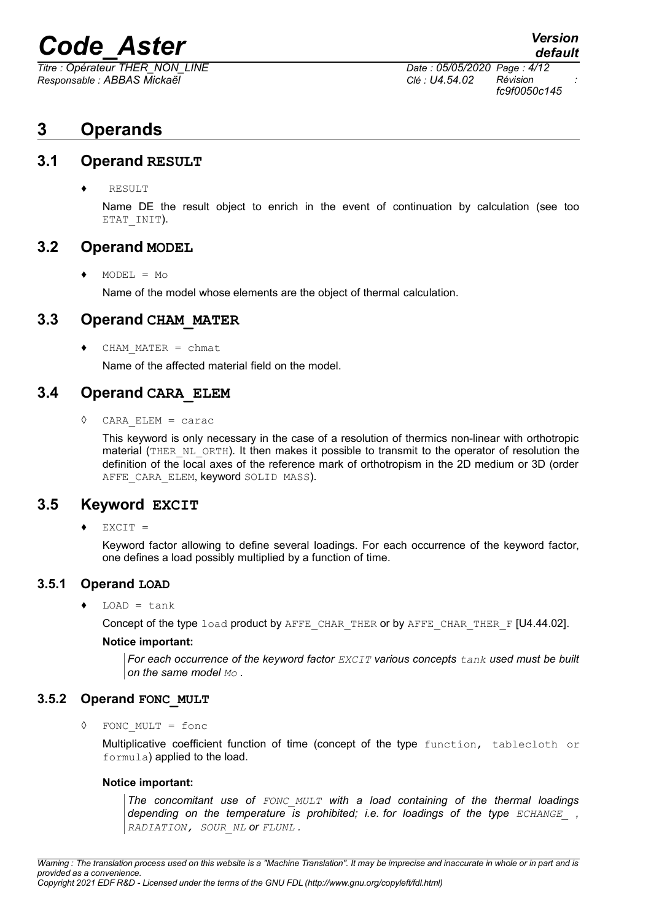# 3 Operands

## 3.1 Operand **RESULT**

♦ `RESULT`

Name DE the result object to enrich in the event of continuation by calculation (see too `ETAT_INIT`).

## 3.2 Operand **MODEL**

♦ `MODEL = Mo`

Name of the model whose elements are the object of thermal calculation.

## 3.3 Operand **CHAM_MATER**

♦ `CHAM_MATER = chmat`

Name of the affected material field on the model.

## 3.4 Operand **CARA_ELEM**

◊ `CARA_ELEM = carac`

This keyword is only necessary in the case of a resolution of thermics non-linear with orthotropic material (`THER_NL_ORTH`). It then makes it possible to transmit to the operator of resolution the definition of the local axes of the reference mark of orthotropism in the 2D medium or 3D (order `AFFE_CARA_ELEM`, keyword `SOLID MASS`).

## 3.5 Keyword **EXCIT**

♦ `EXCIT =`

Keyword factor allowing to define several loadings. For each occurrence of the keyword factor, one defines a load possibly multiplied by a function of time.

### 3.5.1 Operand **LOAD**

♦ `LOAD = tank`

Concept of the type `load` product by `AFFE_CHAR_THER` or by `AFFE_CHAR_THER_F` [U4.44.02].

**Notice important:**

> *For each occurrence of the keyword factor `EXCIT` various concepts `tank` used must be built on the same model `Mo` .*

### 3.5.2 Operand **FONC_MULT**

◊ `FONC_MULT = fonc`

Multiplicative coefficient function of time (concept of the type `function, tablecloth or formula`) applied to the load.

**Notice important:**

> *The concomitant use of `FONC_MULT` with a load containing of the thermal loadings depending on the temperature is prohibited; i.e. for loadings of the type `ECHANGE_` , `RADIATION, SOUR_NL` or `FLUNL` .*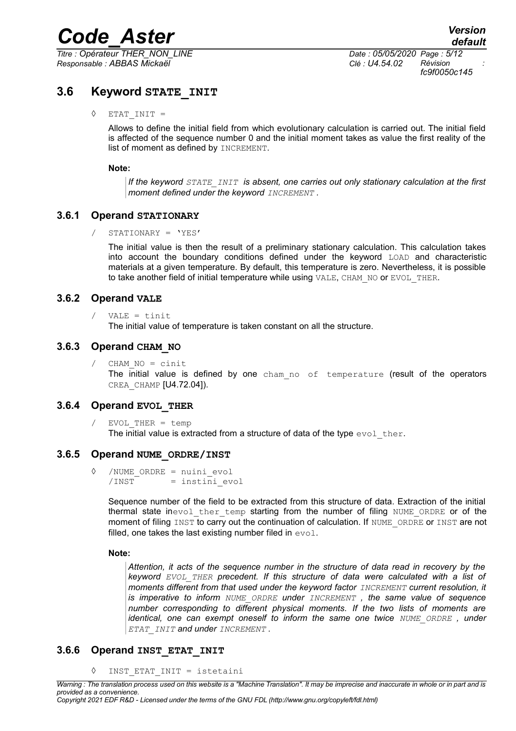## 3.6 Keyword STATE_INIT

◊ ETAT_INIT =

Allows to define the initial field from which evolutionary calculation is carried out. The initial field is affected of the sequence number 0 and the initial moment takes as value the first reality of the list of moment as defined by INCREMENT.

**Note:**

> *If the keyword STATE_INIT is absent, one carries out only stationary calculation at the first moment defined under the keyword INCREMENT .*

### 3.6.1 Operand STATIONARY

/ STATIONARY = 'YES'

The initial value is then the result of a preliminary stationary calculation. This calculation takes into account the boundary conditions defined under the keyword LOAD and characteristic materials at a given temperature. By default, this temperature is zero. Nevertheless, it is possible to take another field of initial temperature while using VALE, CHAM_NO or EVOL_THER.

### 3.6.2 Operand VALE

/ VALE = tinit

The initial value of temperature is taken constant on all the structure.

### 3.6.3 Operand CHAM_NO

/ CHAM_NO = cinit

The initial value is defined by one cham_no of temperature (result of the operators CREA_CHAMP [U4.72.04]).

### 3.6.4 Operand EVOL_THER

/ EVOL_THER = temp

The initial value is extracted from a structure of data of the type evol_ther.

### 3.6.5 Operand NUME_ORDRE/INST

```
◊ /NUME_ORDRE = nuini_evol
  /INST       = instini_evol
```

Sequence number of the field to be extracted from this structure of data. Extraction of the initial thermal state inevol_ther_temp starting from the number of filing NUME_ORDRE or of the moment of filing INST to carry out the continuation of calculation. If NUME_ORDRE or INST are not filled, one takes the last existing number filed in evol.

**Note:**

> *Attention, it acts of the sequence number in the structure of data read in recovery by the keyword EVOL_THER precedent. If this structure of data were calculated with a list of moments different from that used under the keyword factor INCREMENT current resolution, it is imperative to inform NUME_ORDRE under INCREMENT , the same value of sequence number corresponding to different physical moments. If the two lists of moments are identical, one can exempt oneself to inform the same one twice NUME_ORDRE , under ETAT_INIT and under INCREMENT .*

### 3.6.6 Operand INST_ETAT_INIT

◊ INST_ETAT_INIT = istetaini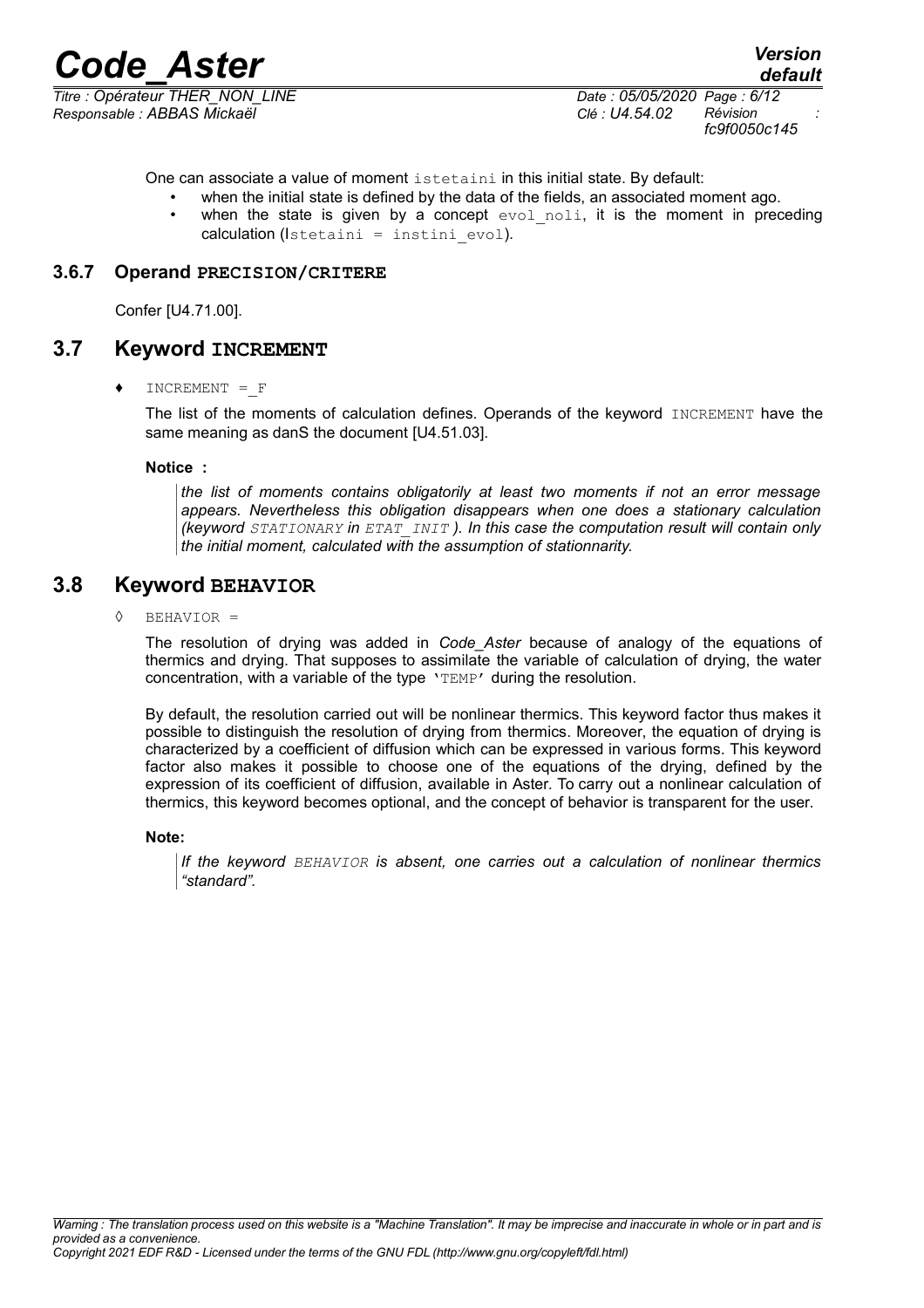One can associate a value of moment `istetaini` in this initial state. By default:

- when the initial state is defined by the data of the fields, an associated moment ago.
- when the state is given by a concept `evol_noli`, it is the moment in preceding calculation (`Istetaini = instini_evol`).

### 3.6.7 Operand PRECISION/CRITERE

Confer [U4.71.00].

## 3.7 Keyword INCREMENT

♦ `INCREMENT = _F`

The list of the moments of calculation defines. Operands of the keyword `INCREMENT` have the same meaning as danS the document [U4.51.03].

**Notice :**

> *the list of moments contains obligatorily at least two moments if not an error message appears. Nevertheless this obligation disappears when one does a stationary calculation (keyword `STATIONARY` in `ETAT_INIT` ). In this case the computation result will contain only the initial moment, calculated with the assumption of stationnarity.*

## 3.8 Keyword BEHAVIOR

◊ `BEHAVIOR =`

The resolution of drying was added in *Code_Aster* because of analogy of the equations of thermics and drying. That supposes to assimilate the variable of calculation of drying, the water concentration, with a variable of the type `'TEMP'` during the resolution.

By default, the resolution carried out will be nonlinear thermics. This keyword factor thus makes it possible to distinguish the resolution of drying from thermics. Moreover, the equation of drying is characterized by a coefficient of diffusion which can be expressed in various forms. This keyword factor also makes it possible to choose one of the equations of the drying, defined by the expression of its coefficient of diffusion, available in Aster. To carry out a nonlinear calculation of thermics, this keyword becomes optional, and the concept of behavior is transparent for the user.

**Note:**

> *If the keyword `BEHAVIOR` is absent, one carries out a calculation of nonlinear thermics "standard".*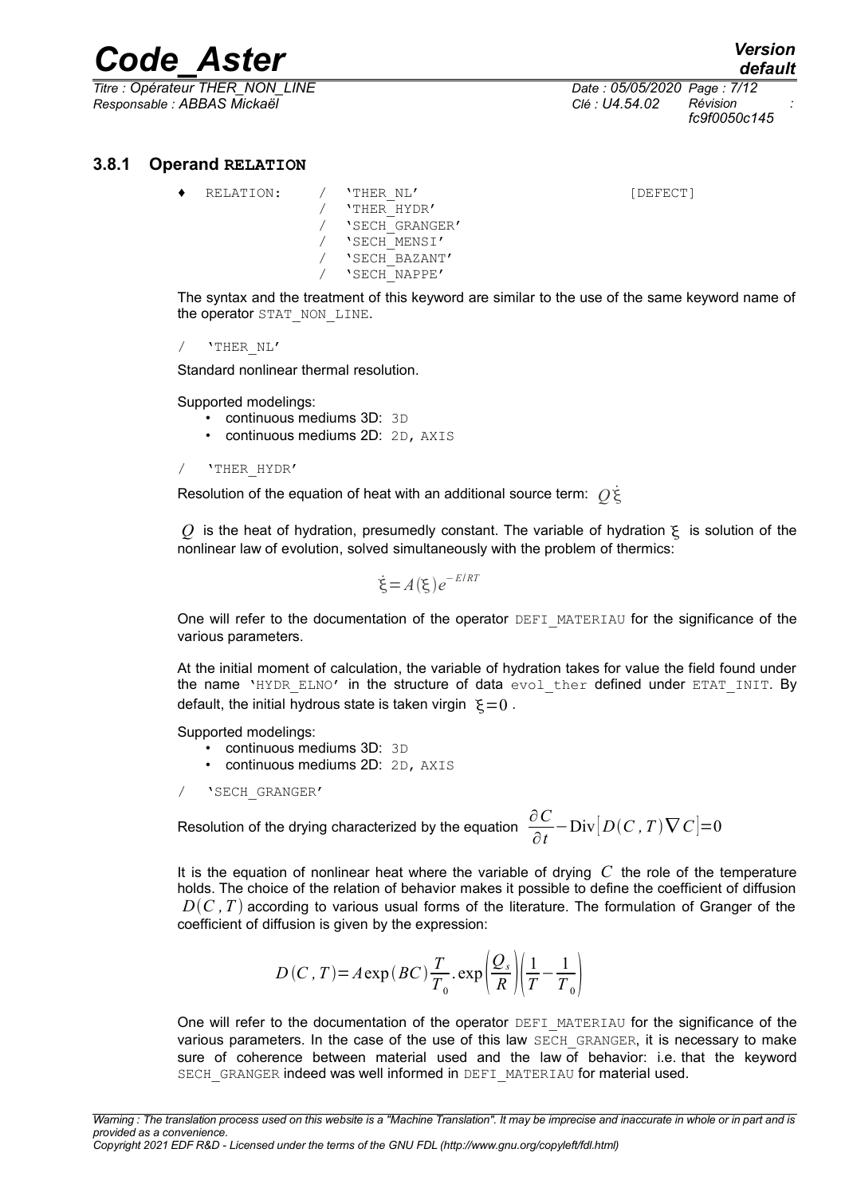### 3.8.1 Operand RELATION

```
♦ RELATION:   / 'THER_NL'                [DEFECT]
              / 'THER_HYDR'
              / 'SECH_GRANGER'
              / 'SECH_MENSI'
              / 'SECH_BAZANT'
              / 'SECH_NAPPE'
```

The syntax and the treatment of this keyword are similar to the use of the same keyword name of the operator STAT_NON_LINE.

/ 'THER_NL'

Standard nonlinear thermal resolution.

Supported modelings:

- continuous mediums 3D: 3D
- continuous mediums 2D: 2D, AXIS

/ 'THER_HYDR'

Resolution of the equation of heat with an additional source term: $Q\dot{\xi}$

$Q$ is the heat of hydration, presumedly constant. The variable of hydration $\xi$ is solution of the nonlinear law of evolution, solved simultaneously with the problem of thermics:

$$\dot{\xi}=A(\xi)e^{-E/RT}$$

One will refer to the documentation of the operator DEFI_MATERIAU for the significance of the various parameters.

At the initial moment of calculation, the variable of hydration takes for value the field found under the name 'HYDR_ELNO' in the structure of data evol_ther defined under ETAT_INIT. By default, the initial hydrous state is taken virgin $\xi=0$.

Supported modelings:

- continuous mediums 3D: 3D
- continuous mediums 2D: 2D, AXIS

/ 'SECH_GRANGER'

Resolution of the drying characterized by the equation $\frac{\partial C}{\partial t}-\mathrm{Div}\left[D(C,T)\nabla C\right]=0$

It is the equation of nonlinear heat where the variable of drying $C$ the role of the temperature holds. The choice of the relation of behavior makes it possible to define the coefficient of diffusion $D(C,T)$ according to various usual forms of the literature. The formulation of Granger of the coefficient of diffusion is given by the expression:

$$D(C,T)=A\exp(BC)\frac{T}{T_0}.\exp\left(\frac{Q_s}{R}\right)\left(\frac{1}{T}-\frac{1}{T_0}\right)$$

One will refer to the documentation of the operator DEFI_MATERIAU for the significance of the various parameters. In the case of the use of this law SECH_GRANGER, it is necessary to make sure of coherence between material used and the law of behavior: i.e. that the keyword SECH_GRANGER indeed was well informed in DEFI_MATERIAU for material used.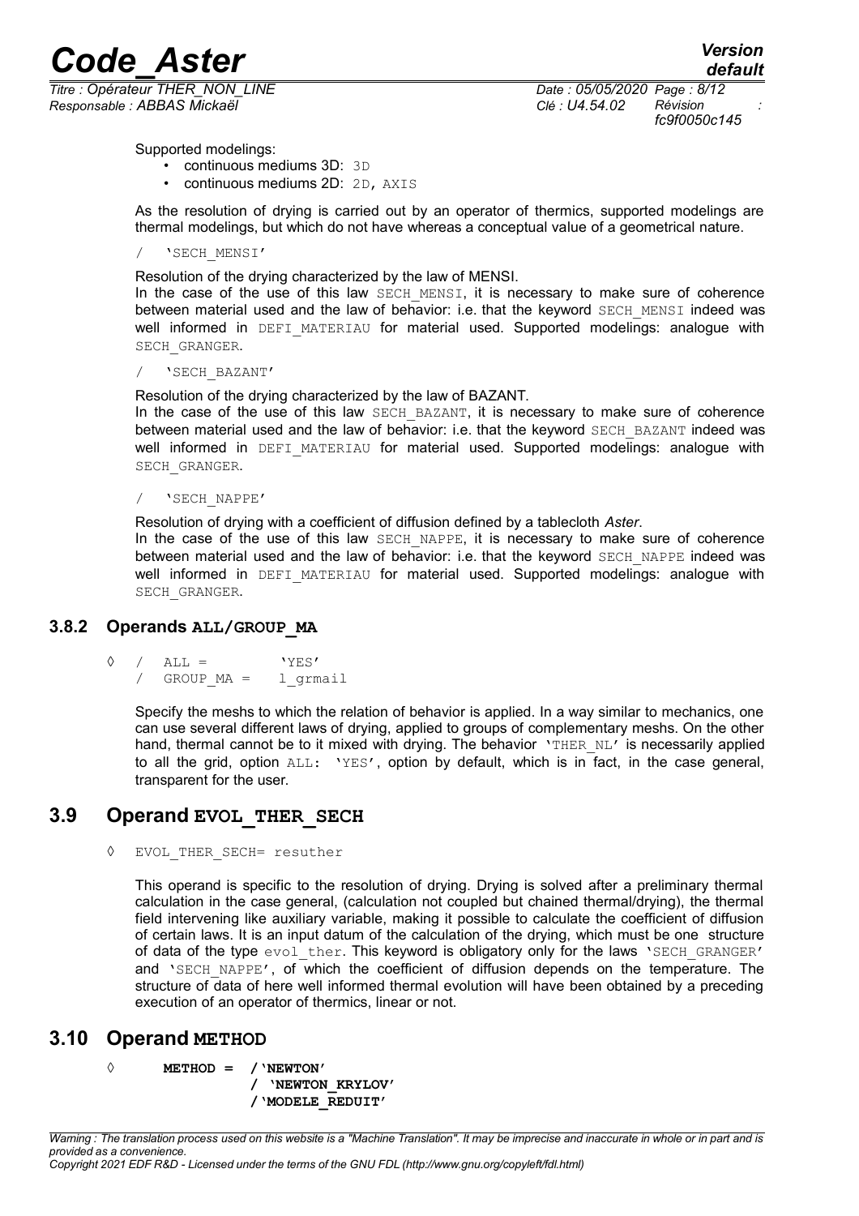Supported modelings:

- continuous mediums 3D: 3D
- continuous mediums 2D: 2D, AXIS

As the resolution of drying is carried out by an operator of thermics, supported modelings are thermal modelings, but which do not have whereas a conceptual value of a geometrical nature.

/ 'SECH_MENSI'

Resolution of the drying characterized by the law of MENSI.
In the case of the use of this law SECH_MENSI, it is necessary to make sure of coherence between material used and the law of behavior: i.e. that the keyword SECH_MENSI indeed was well informed in DEFI_MATERIAU for material used. Supported modelings: analogue with SECH_GRANGER.

/ 'SECH_BAZANT'

Resolution of the drying characterized by the law of BAZANT.
In the case of the use of this law SECH_BAZANT, it is necessary to make sure of coherence between material used and the law of behavior: i.e. that the keyword SECH_BAZANT indeed was well informed in DEFI_MATERIAU for material used. Supported modelings: analogue with SECH_GRANGER.

/ 'SECH_NAPPE'

Resolution of drying with a coefficient of diffusion defined by a tablecloth *Aster*.
In the case of the use of this law SECH_NAPPE, it is necessary to make sure of coherence between material used and the law of behavior: i.e. that the keyword SECH_NAPPE indeed was well informed in DEFI_MATERIAU for material used. Supported modelings: analogue with SECH_GRANGER.

### 3.8.2 Operands ALL/GROUP_MA

```
◊ / ALL =        'YES'
  / GROUP_MA =   l_grmail
```

Specify the meshs to which the relation of behavior is applied. In a way similar to mechanics, one can use several different laws of drying, applied to groups of complementary meshs. On the other hand, thermal cannot be to it mixed with drying. The behavior 'THER_NL' is necessarily applied to all the grid, option ALL: 'YES', option by default, which is in fact, in the case general, transparent for the user.

## 3.9 Operand EVOL_THER_SECH

```
◊ EVOL_THER_SECH= resuther
```

This operand is specific to the resolution of drying. Drying is solved after a preliminary thermal calculation in the case general, (calculation not coupled but chained thermal/drying), the thermal field intervening like auxiliary variable, making it possible to calculate the coefficient of diffusion of certain laws. It is an input datum of the calculation of the drying, which must be one structure of data of the type evol_ther. This keyword is obligatory only for the laws 'SECH_GRANGER' and 'SECH_NAPPE', of which the coefficient of diffusion depends on the temperature. The structure of data of here well informed thermal evolution will have been obtained by a preceding execution of an operator of thermics, linear or not.

## 3.10 Operand METHOD

```
◊    METHOD = /'NEWTON'
              / 'NEWTON_KRYLOV'
              /'MODELE_REDUIT'
```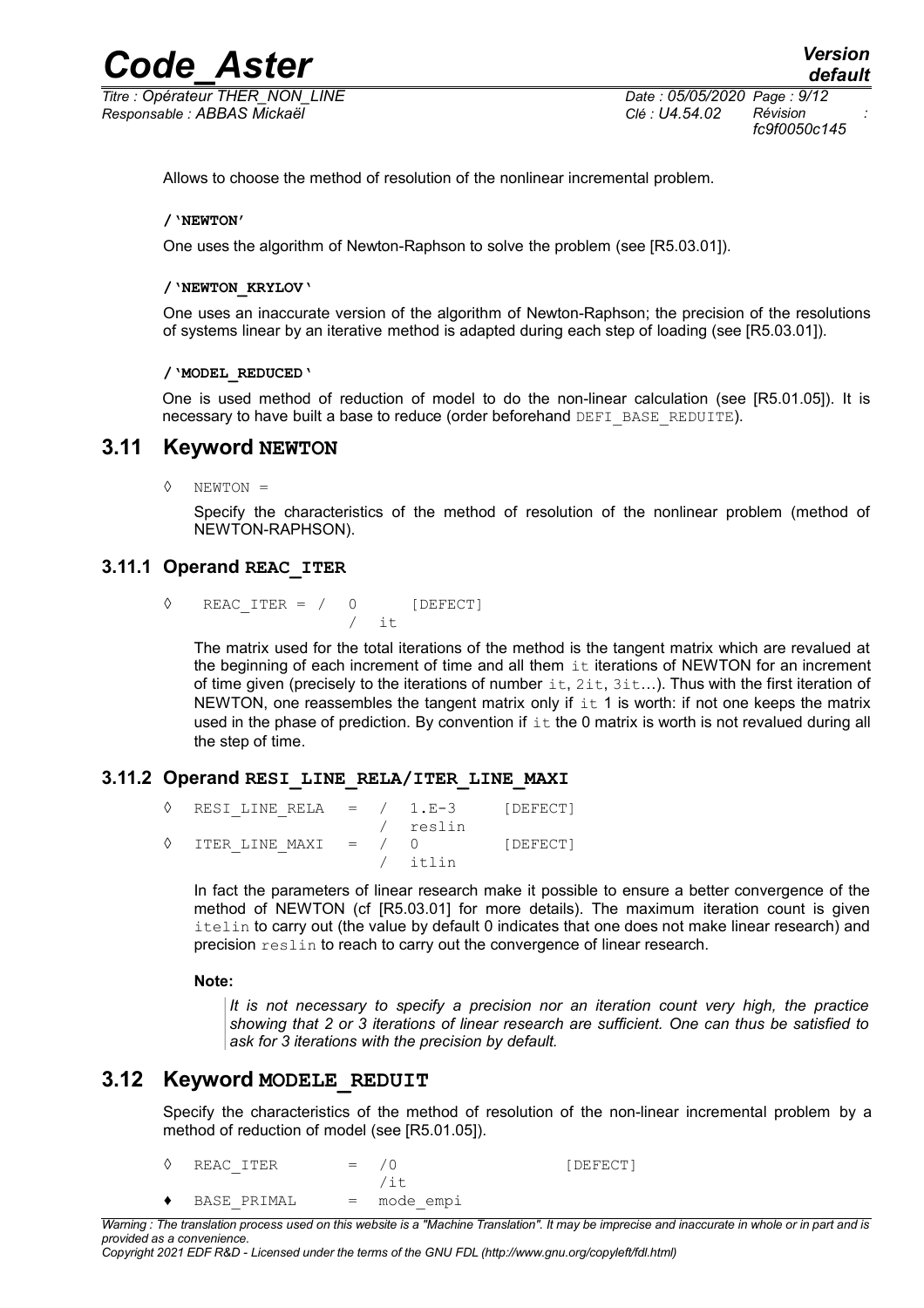Allows to choose the method of resolution of the nonlinear incremental problem.

**/'NEWTON'**

One uses the algorithm of Newton-Raphson to solve the problem (see [R5.03.01]).

**/'NEWTON_KRYLOV'**

One uses an inaccurate version of the algorithm of Newton-Raphson; the precision of the resolutions of systems linear by an iterative method is adapted during each step of loading (see [R5.03.01]).

**/'MODEL_REDUCED'**

One is used method of reduction of model to do the non-linear calculation (see [R5.01.05]). It is necessary to have built a base to reduce (order beforehand DEFI_BASE_REDUITE).

## 3.11 Keyword NEWTON

```
◊   NEWTON =
```

Specify the characteristics of the method of resolution of the nonlinear problem (method of NEWTON-RAPHSON).

### 3.11.1 Operand REAC_ITER

```
◊   REAC_ITER = /  0        [DEFECT]
                /  it
```

The matrix used for the total iterations of the method is the tangent matrix which are revalued at the beginning of each increment of time and all them it iterations of NEWTON for an increment of time given (precisely to the iterations of number it, 2it, 3it…). Thus with the first iteration of NEWTON, one reassembles the tangent matrix only if it 1 is worth: if not one keeps the matrix used in the phase of prediction. By convention if it the 0 matrix is worth is not revalued during all the step of time.

### 3.11.2 Operand RESI_LINE_RELA/ITER_LINE_MAXI

```
◊   RESI_LINE_RELA  =  /  1.E-3     [DEFECT]
                       /  reslin
◊   ITER_LINE_MAXI  =  /  0         [DEFECT]
                       /  itlin
```

In fact the parameters of linear research make it possible to ensure a better convergence of the method of NEWTON (cf [R5.03.01] for more details). The maximum iteration count is given itelin to carry out (the value by default 0 indicates that one does not make linear research) and precision reslin to reach to carry out the convergence of linear research.

**Note:**

> *It is not necessary to specify a precision nor an iteration count very high, the practice showing that 2 or 3 iterations of linear research are sufficient. One can thus be satisfied to ask for 3 iterations with the precision by default.*

## 3.12 Keyword MODELE_REDUIT

Specify the characteristics of the method of resolution of the non-linear incremental problem by a method of reduction of model (see [R5.01.05]).

```
◊   REAC_ITER      =  /0                [DEFECT]
                      /it
♦   BASE_PRIMAL    =  mode_empi
```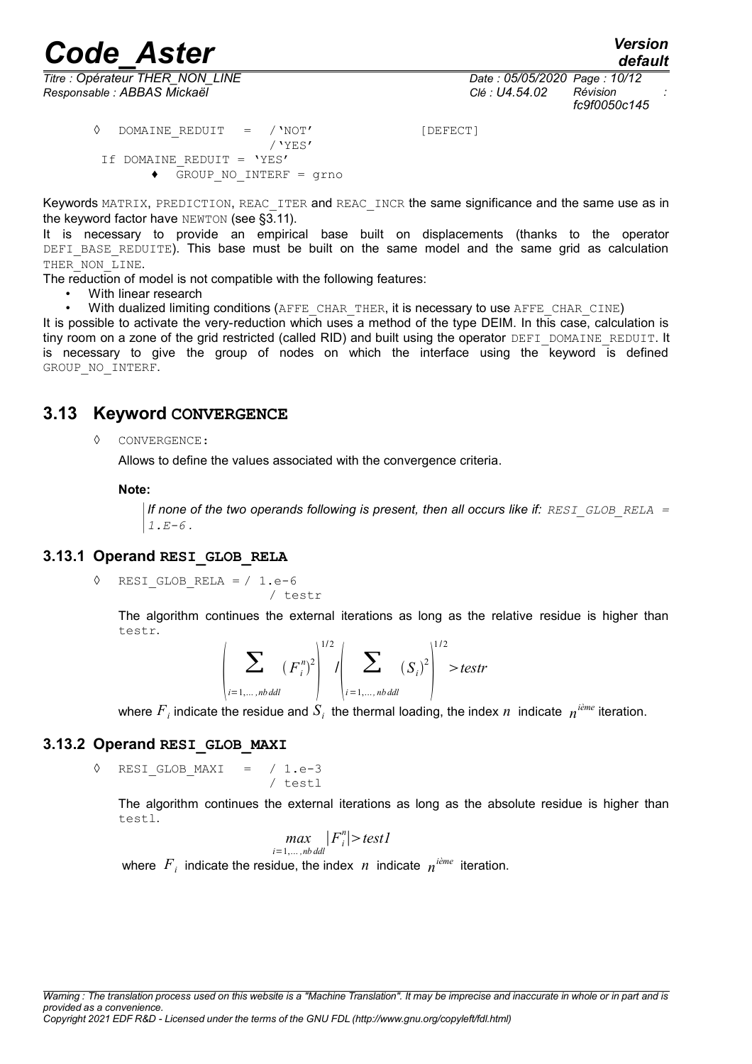```
◊ DOMAINE_REDUIT   =  /'NOT'              [DEFECT]
                      /'YES'
 If DOMAINE_REDUIT = 'YES'
       ♦  GROUP_NO_INTERF = grno
```

Keywords MATRIX, PREDICTION, REAC_ITER and REAC_INCR the same significance and the same use as in the keyword factor have NEWTON (see §3.11).

It is necessary to provide an empirical base built on displacements (thanks to the operator DEFI_BASE_REDUITE). This base must be built on the same model and the same grid as calculation THER_NON_LINE.

The reduction of model is not compatible with the following features:

- With linear research
- With dualized limiting conditions (AFFE_CHAR_THER, it is necessary to use AFFE_CHAR_CINE)

It is possible to activate the very-reduction which uses a method of the type DEIM. In this case, calculation is tiny room on a zone of the grid restricted (called RID) and built using the operator DEFI_DOMAINE_REDUIT. It is necessary to give the group of nodes on which the interface using the keyword is defined GROUP_NO_INTERF.

## 3.13 Keyword CONVERGENCE

◊ CONVERGENCE:

Allows to define the values associated with the convergence criteria.

**Note:**

*If none of the two operands following is present, then all occurs like if: RESI_GLOB_RELA = 1.E-6 .*

### 3.13.1 Operand RESI_GLOB_RELA

```
◊ RESI_GLOB_RELA = / 1.e-6
                   / testr
```

The algorithm continues the external iterations as long as the relative residue is higher than testr.

$$\left(\sum_{i=1,\ldots,nb\,ddl}(F_i^n)^2\right)^{1/2} / \left(\sum_{i=1,\ldots,nb\,ddl}(S_i)^2\right)^{1/2} > testr$$

where $F_i$ indicate the residue and $S_i$ the thermal loading, the index $n$ indicate $n^{i\grave{e}me}$ iteration.

### 3.13.2 Operand RESI_GLOB_MAXI

```
◊ RESI_GLOB_MAXI   =  / 1.e-3
                      / testl
```

The algorithm continues the external iterations as long as the absolute residue is higher than testl.

$$\max_{i=1,\ldots,nb\,ddl}|F_i^n| > test1$$

where $F_i$ indicate the residue, the index $n$ indicate $n^{i\grave{e}me}$ iteration.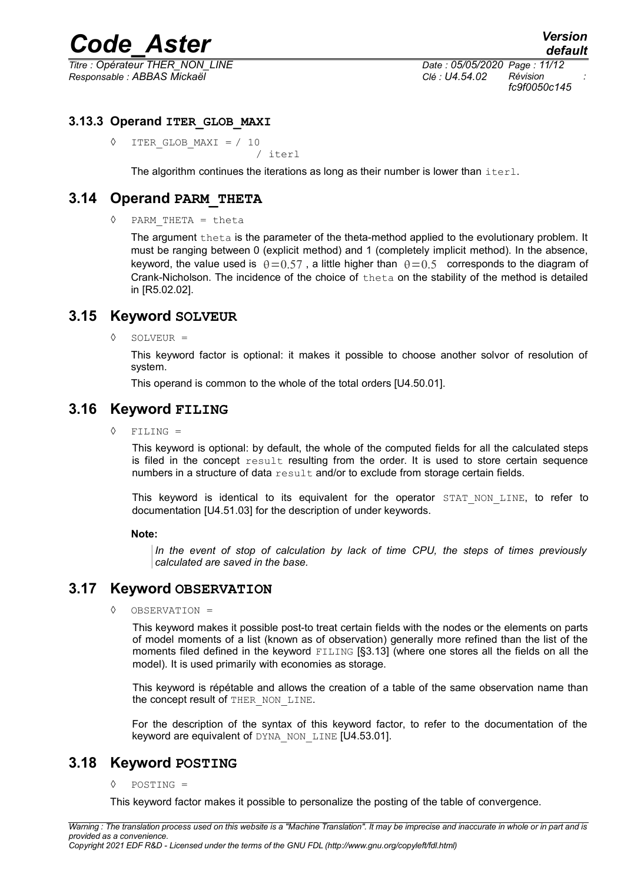### 3.13.3 Operand ITER_GLOB_MAXI

◊ ITER_GLOB_MAXI = / 10
　　　　　　　　　　　/ iterl

The algorithm continues the iterations as long as their number is lower than iterl.

## 3.14 Operand PARM_THETA

◊ PARM_THETA = theta

The argument theta is the parameter of the theta-method applied to the evolutionary problem. It must be ranging between 0 (explicit method) and 1 (completely implicit method). In the absence, keyword, the value used is $\theta=0.57$ , a little higher than $\theta=0.5$ corresponds to the diagram of Crank-Nicholson. The incidence of the choice of theta on the stability of the method is detailed in [R5.02.02].

## 3.15 Keyword SOLVEUR

◊ SOLVEUR =

This keyword factor is optional: it makes it possible to choose another solvor of resolution of system.

This operand is common to the whole of the total orders [U4.50.01].

## 3.16 Keyword FILING

◊ FILING =

This keyword is optional: by default, the whole of the computed fields for all the calculated steps is filed in the concept result resulting from the order. It is used to store certain sequence numbers in a structure of data result and/or to exclude from storage certain fields.

This keyword is identical to its equivalent for the operator STAT_NON_LINE, to refer to documentation [U4.51.03] for the description of under keywords.

**Note:**

> *In the event of stop of calculation by lack of time CPU, the steps of times previously calculated are saved in the base.*

## 3.17 Keyword OBSERVATION

◊ OBSERVATION =

This keyword makes it possible post-to treat certain fields with the nodes or the elements on parts of model moments of a list (known as of observation) generally more refined than the list of the moments filed defined in the keyword FILING [§3.13] (where one stores all the fields on all the model). It is used primarily with economies as storage.

This keyword is répétable and allows the creation of a table of the same observation name than the concept result of THER_NON_LINE.

For the description of the syntax of this keyword factor, to refer to the documentation of the keyword are equivalent of DYNA_NON_LINE [U4.53.01].

## 3.18 Keyword POSTING

◊ POSTING =

This keyword factor makes it possible to personalize the posting of the table of convergence.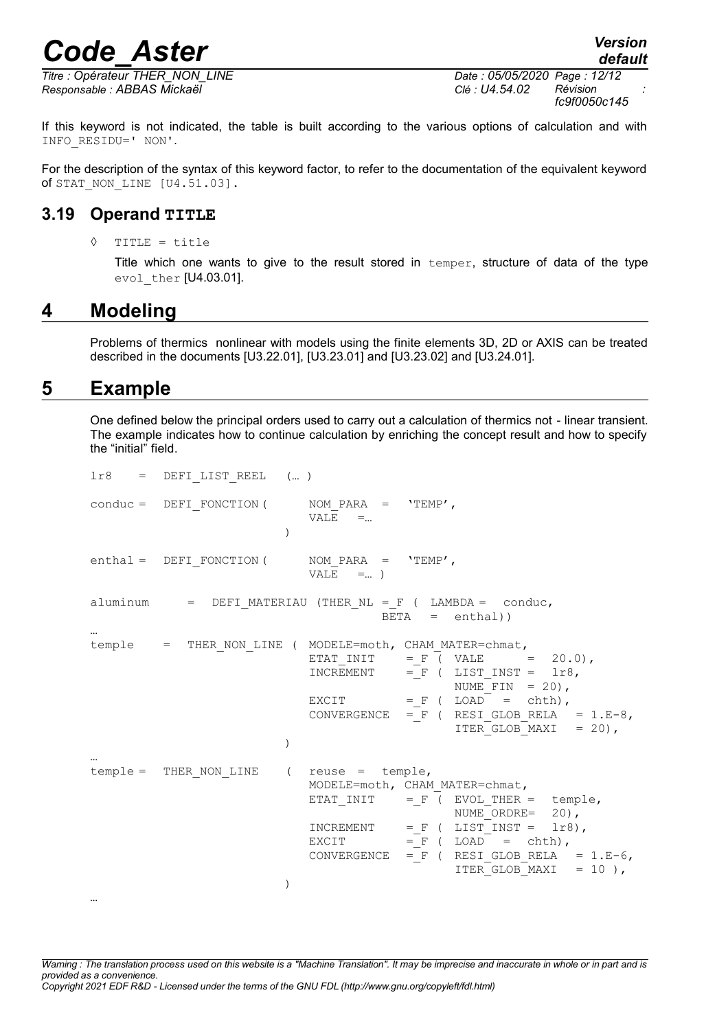If this keyword is not indicated, the table is built according to the various options of calculation and with INFO_RESIDU=' NON'.

For the description of the syntax of this keyword factor, to refer to the documentation of the equivalent keyword of STAT_NON_LINE [U4.51.03].

### 3.19 Operand TITLE

◊ TITLE = title

Title which one wants to give to the result stored in temper, structure of data of the type evol_ther [U4.03.01].

# 4 Modeling

Problems of thermics nonlinear with models using the finite elements 3D, 2D or AXIS can be treated described in the documents [U3.22.01], [U3.23.01] and [U3.23.02] and [U3.24.01].

# 5 Example

One defined below the principal orders used to carry out a calculation of thermics not - linear transient. The example indicates how to continue calculation by enriching the concept result and how to specify the "initial" field.

```
lr8    =  DEFI_LIST_REEL   (… )

conduc =  DEFI_FONCTION (      NOM_PARA  =   'TEMP',
                               VALE   =…
                          )

enthal =  DEFI_FONCTION (      NOM_PARA  =   'TEMP',
                               VALE   =… )

aluminum     =  DEFI_MATERIAU (THER_NL =_F ( LAMBDA =  conduc,
                                             BETA   =  enthal))
…
temple    =  THER_NON_LINE ( MODELE=moth, CHAM_MATER=chmat,
                               ETAT_INIT     =_F ( VALE      =  20.0),
                               INCREMENT     =_F ( LIST_INST =  lr8,
                                                   NUME_FIN  = 20),
                               EXCIT         =_F ( LOAD   =  chth),
                               CONVERGENCE   =_F ( RESI_GLOB_RELA  = 1.E-8,
                                                   ITER_GLOB_MAXI  = 20),
                          )
…
temple =  THER_NON_LINE    ( reuse  =  temple,
                               MODELE=moth, CHAM_MATER=chmat,
                               ETAT_INIT     =_F ( EVOL_THER =  temple,
                                                   NUME_ORDRE=  20),
                               INCREMENT     =_F ( LIST_INST =  lr8),
                               EXCIT         =_F ( LOAD   =  chth),
                               CONVERGENCE   =_F ( RESI_GLOB_RELA  = 1.E-6,
                                                   ITER_GLOB_MAXI  = 10 ),
                          )
…
```